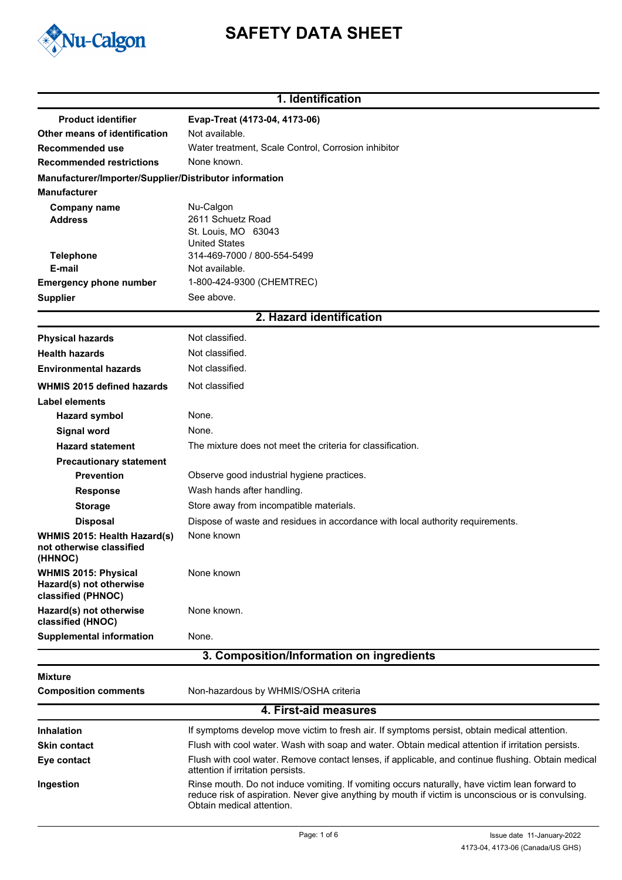Nu-Calgon

# SAFETY DATA SHEET

## 1. Identification

| | |
|---|---|
| **Product identifier** | **Evap-Treat (4173-04, 4173-06)** |
| **Other means of identification** | Not available. |
| **Recommended use** | Water treatment, Scale Control, Corrosion inhibitor |
| **Recommended restrictions** | None known. |

**Manufacturer/Importer/Supplier/Distributor information**

**Manufacturer**

| | |
|---|---|
| **Company name** | Nu-Calgon |
| **Address** | 2611 Schuetz Road<br>St. Louis, MO 63043<br>United States |
| **Telephone** | 314-469-7000 / 800-554-5499 |
| **E-mail** | Not available. |
| **Emergency phone number** | 1-800-424-9300 (CHEMTREC) |
| **Supplier** | See above. |

## 2. Hazard identification

| | |
|---|---|
| **Physical hazards** | Not classified. |
| **Health hazards** | Not classified. |
| **Environmental hazards** | Not classified. |
| **WHMIS 2015 defined hazards** | Not classified |

**Label elements**

| | |
|---|---|
| **Hazard symbol** | None. |
| **Signal word** | None. |
| **Hazard statement** | The mixture does not meet the criteria for classification. |

**Precautionary statement**

| | |
|---|---|
| **Prevention** | Observe good industrial hygiene practices. |
| **Response** | Wash hands after handling. |
| **Storage** | Store away from incompatible materials. |
| **Disposal** | Dispose of waste and residues in accordance with local authority requirements. |
| **WHMIS 2015: Health Hazard(s) not otherwise classified (HHNOC)** | None known |
| **WHMIS 2015: Physical Hazard(s) not otherwise classified (PHNOC)** | None known |
| **Hazard(s) not otherwise classified (HNOC)** | None known. |
| **Supplemental information** | None. |

## 3. Composition/Information on ingredients

**Mixture**

| | |
|---|---|
| **Composition comments** | Non-hazardous by WHMIS/OSHA criteria |

## 4. First-aid measures

| | |
|---|---|
| **Inhalation** | If symptoms develop move victim to fresh air. If symptoms persist, obtain medical attention. |
| **Skin contact** | Flush with cool water. Wash with soap and water. Obtain medical attention if irritation persists. |
| **Eye contact** | Flush with cool water. Remove contact lenses, if applicable, and continue flushing. Obtain medical attention if irritation persists. |
| **Ingestion** | Rinse mouth. Do not induce vomiting. If vomiting occurs naturally, have victim lean forward to reduce risk of aspiration. Never give anything by mouth if victim is unconscious or is convulsing. Obtain medical attention. |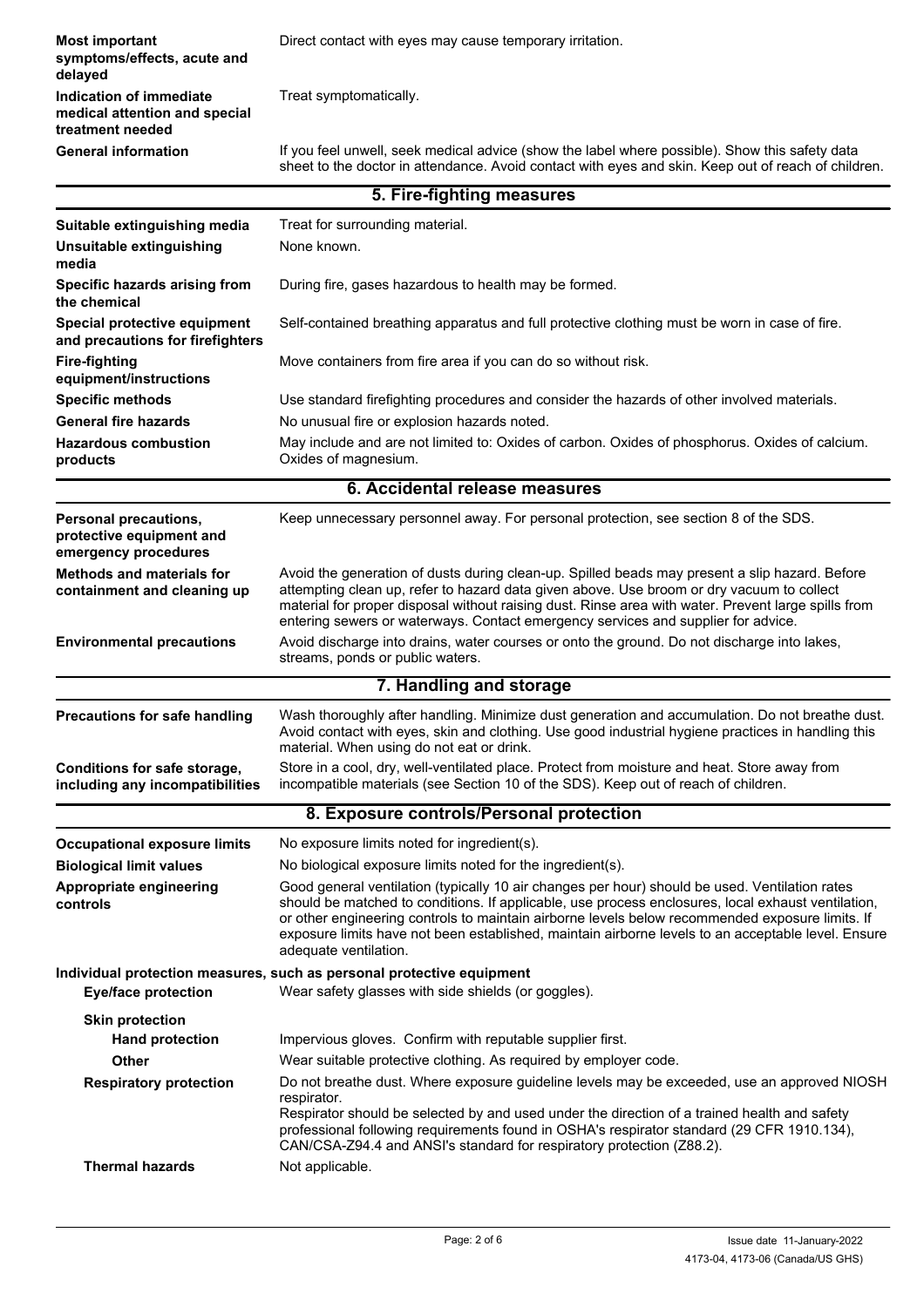| | |
|---|---|
| **Most important symptoms/effects, acute and delayed** | Direct contact with eyes may cause temporary irritation. |
| **Indication of immediate medical attention and special treatment needed** | Treat symptomatically. |
| **General information** | If you feel unwell, seek medical advice (show the label where possible). Show this safety data sheet to the doctor in attendance. Avoid contact with eyes and skin. Keep out of reach of children. |

## 5. Fire-fighting measures

| | |
|---|---|
| **Suitable extinguishing media** | Treat for surrounding material. |
| **Unsuitable extinguishing media** | None known. |
| **Specific hazards arising from the chemical** | During fire, gases hazardous to health may be formed. |
| **Special protective equipment and precautions for firefighters** | Self-contained breathing apparatus and full protective clothing must be worn in case of fire. |
| **Fire-fighting equipment/instructions** | Move containers from fire area if you can do so without risk. |
| **Specific methods** | Use standard firefighting procedures and consider the hazards of other involved materials. |
| **General fire hazards** | No unusual fire or explosion hazards noted. |
| **Hazardous combustion products** | May include and are not limited to: Oxides of carbon. Oxides of phosphorus. Oxides of calcium. Oxides of magnesium. |

## 6. Accidental release measures

| | |
|---|---|
| **Personal precautions, protective equipment and emergency procedures** | Keep unnecessary personnel away. For personal protection, see section 8 of the SDS. |
| **Methods and materials for containment and cleaning up** | Avoid the generation of dusts during clean-up. Spilled beads may present a slip hazard. Before attempting clean up, refer to hazard data given above. Use broom or dry vacuum to collect material for proper disposal without raising dust. Rinse area with water. Prevent large spills from entering sewers or waterways. Contact emergency services and supplier for advice. |
| **Environmental precautions** | Avoid discharge into drains, water courses or onto the ground. Do not discharge into lakes, streams, ponds or public waters. |

## 7. Handling and storage

| | |
|---|---|
| **Precautions for safe handling** | Wash thoroughly after handling. Minimize dust generation and accumulation. Do not breathe dust. Avoid contact with eyes, skin and clothing. Use good industrial hygiene practices in handling this material. When using do not eat or drink. |
| **Conditions for safe storage, including any incompatibilities** | Store in a cool, dry, well-ventilated place. Protect from moisture and heat. Store away from incompatible materials (see Section 10 of the SDS). Keep out of reach of children. |

## 8. Exposure controls/Personal protection

| | |
|---|---|
| **Occupational exposure limits** | No exposure limits noted for ingredient(s). |
| **Biological limit values** | No biological exposure limits noted for the ingredient(s). |
| **Appropriate engineering controls** | Good general ventilation (typically 10 air changes per hour) should be used. Ventilation rates should be matched to conditions. If applicable, use process enclosures, local exhaust ventilation, or other engineering controls to maintain airborne levels below recommended exposure limits. If exposure limits have not been established, maintain airborne levels to an acceptable level. Ensure adequate ventilation. |

**Individual protection measures, such as personal protective equipment**

| | |
|---|---|
| **Eye/face protection** | Wear safety glasses with side shields (or goggles). |
| **Skin protection** | |
| **Hand protection** | Impervious gloves. Confirm with reputable supplier first. |
| **Other** | Wear suitable protective clothing. As required by employer code. |
| **Respiratory protection** | Do not breathe dust. Where exposure guideline levels may be exceeded, use an approved NIOSH respirator.<br>Respirator should be selected by and used under the direction of a trained health and safety professional following requirements found in OSHA's respirator standard (29 CFR 1910.134), CAN/CSA-Z94.4 and ANSI's standard for respiratory protection (Z88.2). |
| **Thermal hazards** | Not applicable. |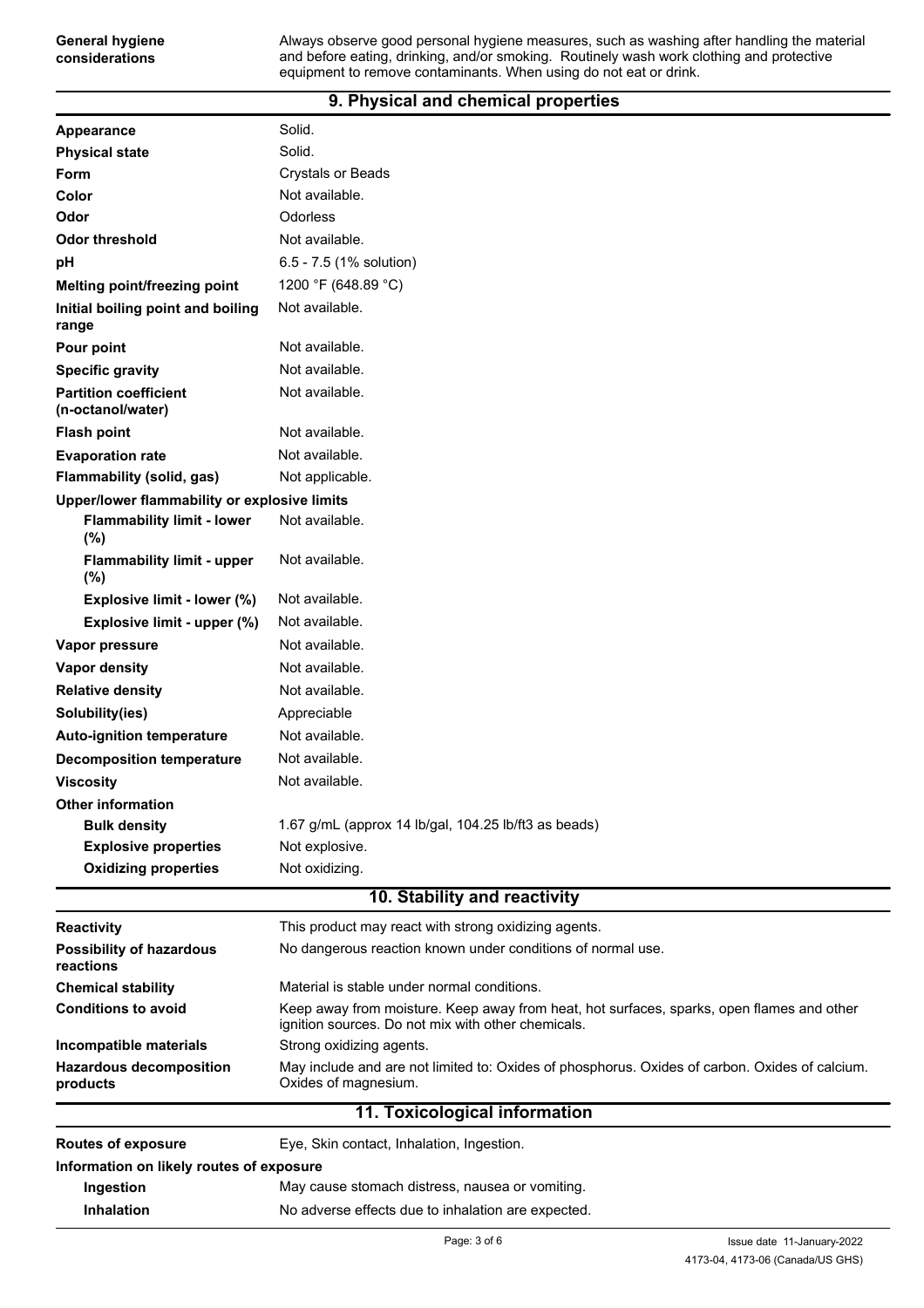| | |
|---|---|
| **General hygiene considerations** | Always observe good personal hygiene measures, such as washing after handling the material and before eating, drinking, and/or smoking. Routinely wash work clothing and protective equipment to remove contaminants. When using do not eat or drink. |

## 9. Physical and chemical properties

| | |
|---|---|
| **Appearance** | Solid. |
| **Physical state** | Solid. |
| **Form** | Crystals or Beads |
| **Color** | Not available. |
| **Odor** | Odorless |
| **Odor threshold** | Not available. |
| **pH** | 6.5 - 7.5 (1% solution) |
| **Melting point/freezing point** | 1200 °F (648.89 °C) |
| **Initial boiling point and boiling range** | Not available. |
| **Pour point** | Not available. |
| **Specific gravity** | Not available. |
| **Partition coefficient (n-octanol/water)** | Not available. |
| **Flash point** | Not available. |
| **Evaporation rate** | Not available. |
| **Flammability (solid, gas)** | Not applicable. |
| **Upper/lower flammability or explosive limits** | |
| **Flammability limit - lower (%)** | Not available. |
| **Flammability limit - upper (%)** | Not available. |
| **Explosive limit - lower (%)** | Not available. |
| **Explosive limit - upper (%)** | Not available. |
| **Vapor pressure** | Not available. |
| **Vapor density** | Not available. |
| **Relative density** | Not available. |
| **Solubility(ies)** | Appreciable |
| **Auto-ignition temperature** | Not available. |
| **Decomposition temperature** | Not available. |
| **Viscosity** | Not available. |
| **Other information** | |
| **Bulk density** | 1.67 g/mL (approx 14 lb/gal, 104.25 lb/ft3 as beads) |
| **Explosive properties** | Not explosive. |
| **Oxidizing properties** | Not oxidizing. |

## 10. Stability and reactivity

| | |
|---|---|
| **Reactivity** | This product may react with strong oxidizing agents. |
| **Possibility of hazardous reactions** | No dangerous reaction known under conditions of normal use. |
| **Chemical stability** | Material is stable under normal conditions. |
| **Conditions to avoid** | Keep away from moisture. Keep away from heat, hot surfaces, sparks, open flames and other ignition sources. Do not mix with other chemicals. |
| **Incompatible materials** | Strong oxidizing agents. |
| **Hazardous decomposition products** | May include and are not limited to: Oxides of phosphorus. Oxides of carbon. Oxides of calcium. Oxides of magnesium. |

## 11. Toxicological information

| | |
|---|---|
| **Routes of exposure** | Eye, Skin contact, Inhalation, Ingestion. |
| **Information on likely routes of exposure** | |
| **Ingestion** | May cause stomach distress, nausea or vomiting. |
| **Inhalation** | No adverse effects due to inhalation are expected. |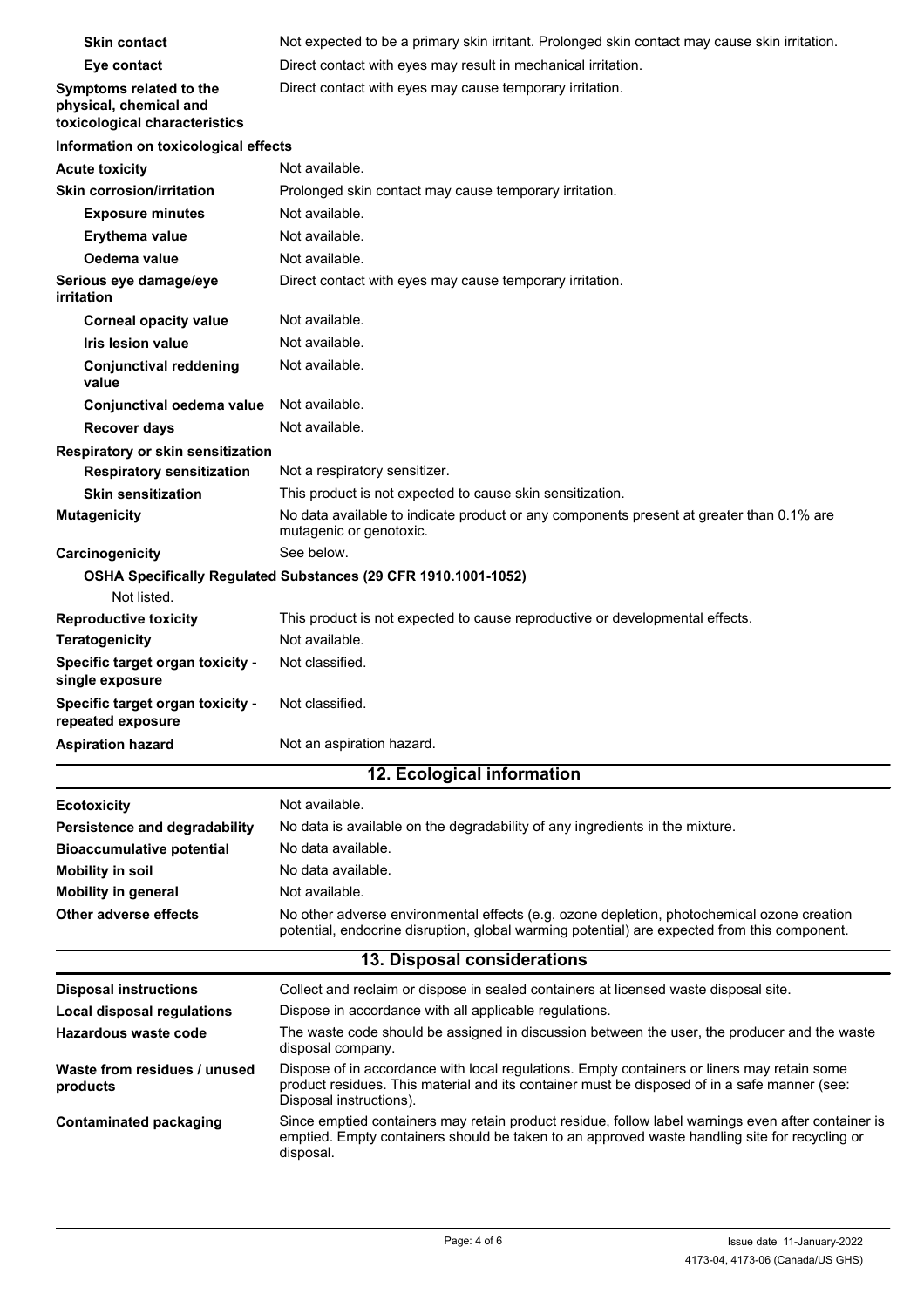| | |
|---|---|
| **Skin contact** | Not expected to be a primary skin irritant. Prolonged skin contact may cause skin irritation. |
| **Eye contact** | Direct contact with eyes may result in mechanical irritation. |
| **Symptoms related to the physical, chemical and toxicological characteristics** | Direct contact with eyes may cause temporary irritation. |

**Information on toxicological effects**

| | |
|---|---|
| **Acute toxicity** | Not available. |
| **Skin corrosion/irritation** | Prolonged skin contact may cause temporary irritation. |
| **Exposure minutes** | Not available. |
| **Erythema value** | Not available. |
| **Oedema value** | Not available. |
| **Serious eye damage/eye irritation** | Direct contact with eyes may cause temporary irritation. |
| **Corneal opacity value** | Not available. |
| **Iris lesion value** | Not available. |
| **Conjunctival reddening value** | Not available. |
| **Conjunctival oedema value** | Not available. |
| **Recover days** | Not available. |

**Respiratory or skin sensitization**

| | |
|---|---|
| **Respiratory sensitization** | Not a respiratory sensitizer. |
| **Skin sensitization** | This product is not expected to cause skin sensitization. |
| **Mutagenicity** | No data available to indicate product or any components present at greater than 0.1% are mutagenic or genotoxic. |
| **Carcinogenicity** | See below. |

**OSHA Specifically Regulated Substances (29 CFR 1910.1001-1052)**

Not listed.

| | |
|---|---|
| **Reproductive toxicity** | This product is not expected to cause reproductive or developmental effects. |
| **Teratogenicity** | Not available. |
| **Specific target organ toxicity - single exposure** | Not classified. |
| **Specific target organ toxicity - repeated exposure** | Not classified. |
| **Aspiration hazard** | Not an aspiration hazard. |

## 12. Ecological information

| | |
|---|---|
| **Ecotoxicity** | Not available. |
| **Persistence and degradability** | No data is available on the degradability of any ingredients in the mixture. |
| **Bioaccumulative potential** | No data available. |
| **Mobility in soil** | No data available. |
| **Mobility in general** | Not available. |
| **Other adverse effects** | No other adverse environmental effects (e.g. ozone depletion, photochemical ozone creation potential, endocrine disruption, global warming potential) are expected from this component. |

## 13. Disposal considerations

| | |
|---|---|
| **Disposal instructions** | Collect and reclaim or dispose in sealed containers at licensed waste disposal site. |
| **Local disposal regulations** | Dispose in accordance with all applicable regulations. |
| **Hazardous waste code** | The waste code should be assigned in discussion between the user, the producer and the waste disposal company. |
| **Waste from residues / unused products** | Dispose of in accordance with local regulations. Empty containers or liners may retain some product residues. This material and its container must be disposed of in a safe manner (see: Disposal instructions). |
| **Contaminated packaging** | Since emptied containers may retain product residue, follow label warnings even after container is emptied. Empty containers should be taken to an approved waste handling site for recycling or disposal. |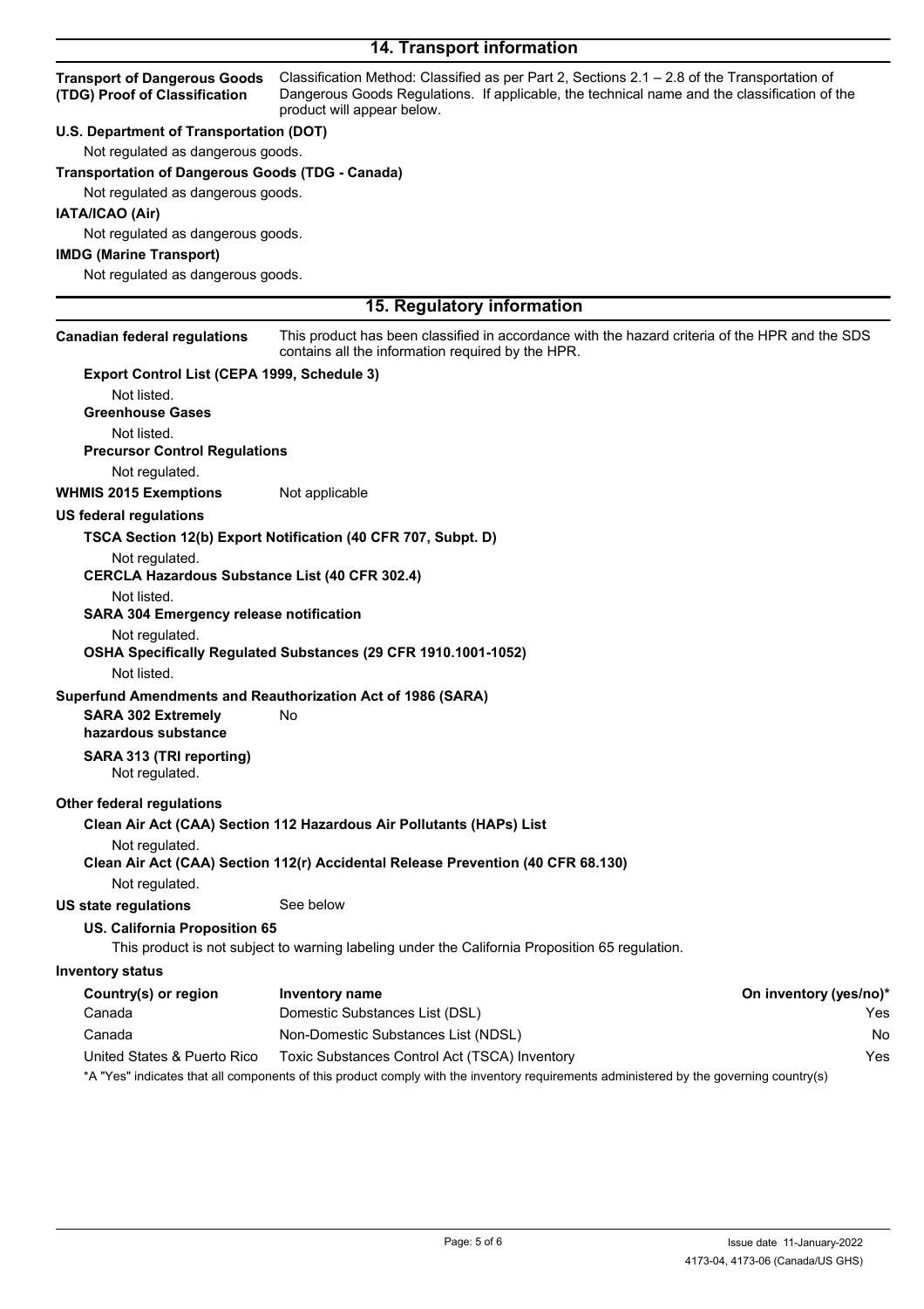## 14. Transport information

**Transport of Dangerous Goods (TDG) Proof of Classification** Classification Method: Classified as per Part 2, Sections 2.1 – 2.8 of the Transportation of Dangerous Goods Regulations. If applicable, the technical name and the classification of the product will appear below.

**U.S. Department of Transportation (DOT)**

Not regulated as dangerous goods.

**Transportation of Dangerous Goods (TDG - Canada)**

Not regulated as dangerous goods.

**IATA/ICAO (Air)**

Not regulated as dangerous goods.

**IMDG (Marine Transport)**

Not regulated as dangerous goods.

## 15. Regulatory information

**Canadian federal regulations** This product has been classified in accordance with the hazard criteria of the HPR and the SDS contains all the information required by the HPR.

**Export Control List (CEPA 1999, Schedule 3)**

Not listed.

**Greenhouse Gases**

Not listed.

**Precursor Control Regulations**

Not regulated.

**WHMIS 2015 Exemptions** Not applicable

**US federal regulations**

**TSCA Section 12(b) Export Notification (40 CFR 707, Subpt. D)**

Not regulated.

**CERCLA Hazardous Substance List (40 CFR 302.4)**

Not listed.

**SARA 304 Emergency release notification**

Not regulated.

**OSHA Specifically Regulated Substances (29 CFR 1910.1001-1052)**

Not listed.

**Superfund Amendments and Reauthorization Act of 1986 (SARA)**

**SARA 302 Extremely hazardous substance** No

**SARA 313 (TRI reporting)**

Not regulated.

**Other federal regulations**

**Clean Air Act (CAA) Section 112 Hazardous Air Pollutants (HAPs) List**

Not regulated.

**Clean Air Act (CAA) Section 112(r) Accidental Release Prevention (40 CFR 68.130)**

Not regulated.

**US state regulations** See below

**US. California Proposition 65**

This product is not subject to warning labeling under the California Proposition 65 regulation.

**Inventory status**

| Country(s) or region | Inventory name | On inventory (yes/no)* |
|---|---|---|
| Canada | Domestic Substances List (DSL) | Yes |
| Canada | Non-Domestic Substances List (NDSL) | No |
| United States & Puerto Rico | Toxic Substances Control Act (TSCA) Inventory | Yes |

*A "Yes" indicates that all components of this product comply with the inventory requirements administered by the governing country(s)

Issue date 11-January-2022

4173-04, 4173-06 (Canada/US GHS)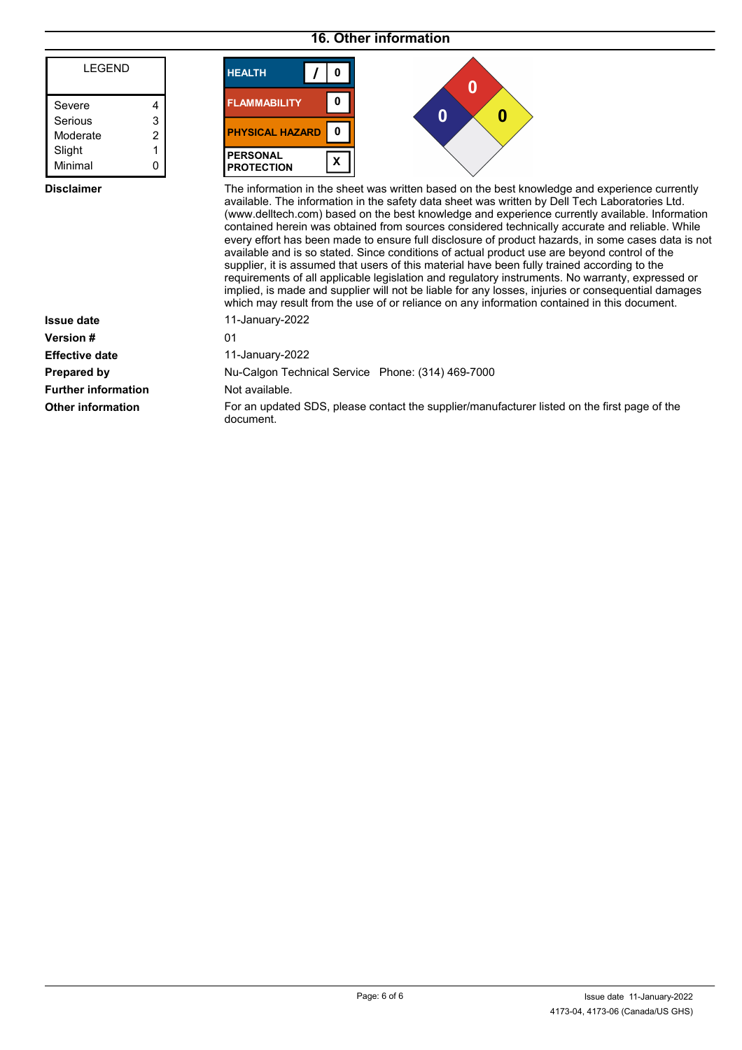## 16. Other information

| LEGEND | |
|---|---|
| Severe | 4 |
| Serious | 3 |
| Moderate | 2 |
| Slight | 1 |
| Minimal | 0 |

| | |
|---|---|
| HEALTH | / 0 |
| FLAMMABILITY | 0 |
| PHYSICAL HAZARD | 0 |
| PERSONAL PROTECTION | X |

0

0

0

**Disclaimer**

The information in the sheet was written based on the best knowledge and experience currently available. The information in the safety data sheet was written by Dell Tech Laboratories Ltd. (www.delltech.com) based on the best knowledge and experience currently available. Information contained herein was obtained from sources considered technically accurate and reliable. While every effort has been made to ensure full disclosure of product hazards, in some cases data is not available and is so stated. Since conditions of actual product use are beyond control of the supplier, it is assumed that users of this material have been fully trained according to the requirements of all applicable legislation and regulatory instruments. No warranty, expressed or implied, is made and supplier will not be liable for any losses, injuries or consequential damages which may result from the use of or reliance on any information contained in this document.

**Issue date** 11-January-2022

**Version #** 01

**Effective date** 11-January-2022

**Prepared by** Nu-Calgon Technical Service Phone: (314) 469-7000

**Further information** Not available.

**Other information** For an updated SDS, please contact the supplier/manufacturer listed on the first page of the document.